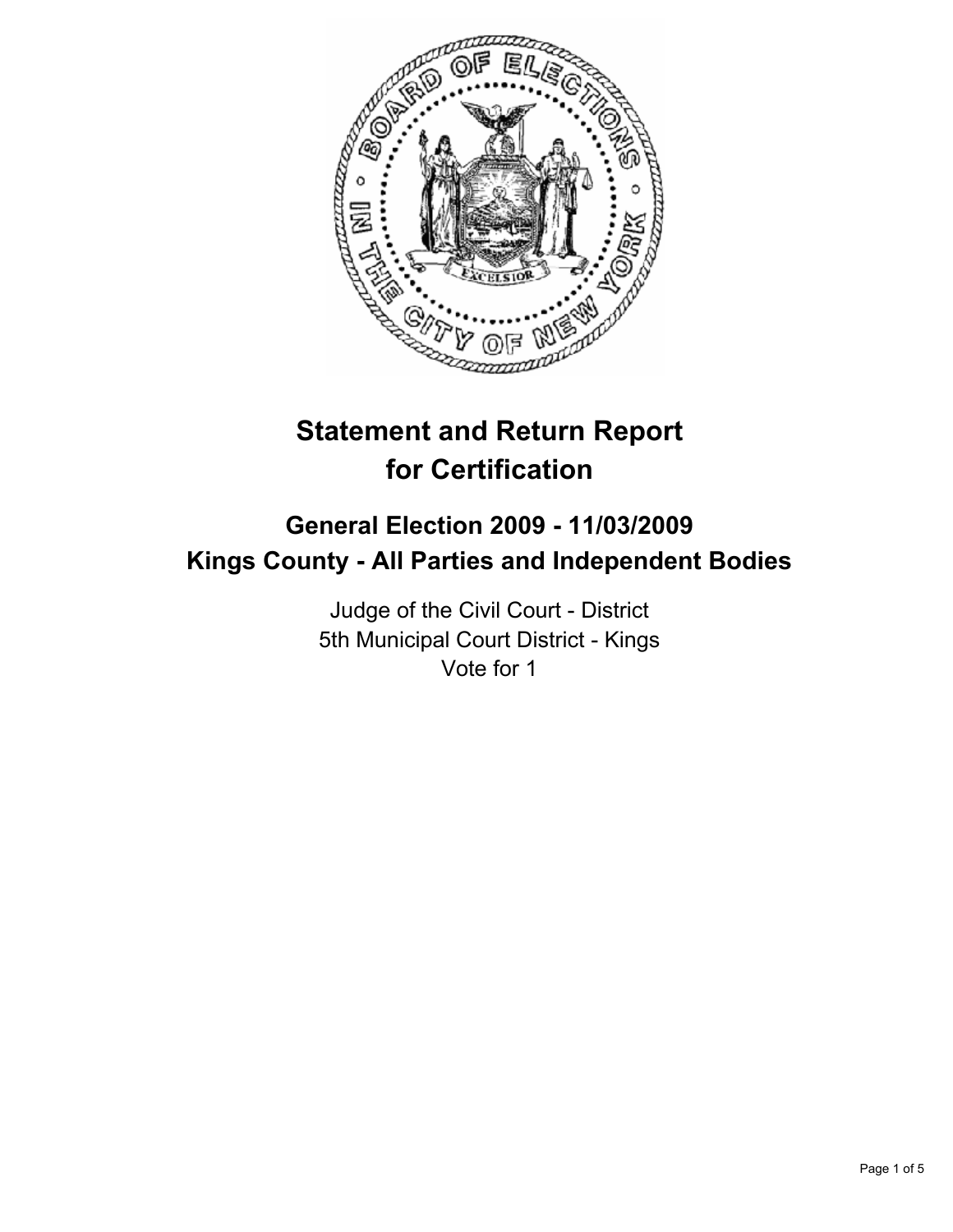# Statement and Return Report for Certification

## General Election 2009 - 11/03/2009
## Kings County - All Parties and Independent Bodies

Judge of the Civil Court - District
5th Municipal Court District - Kings
Vote for 1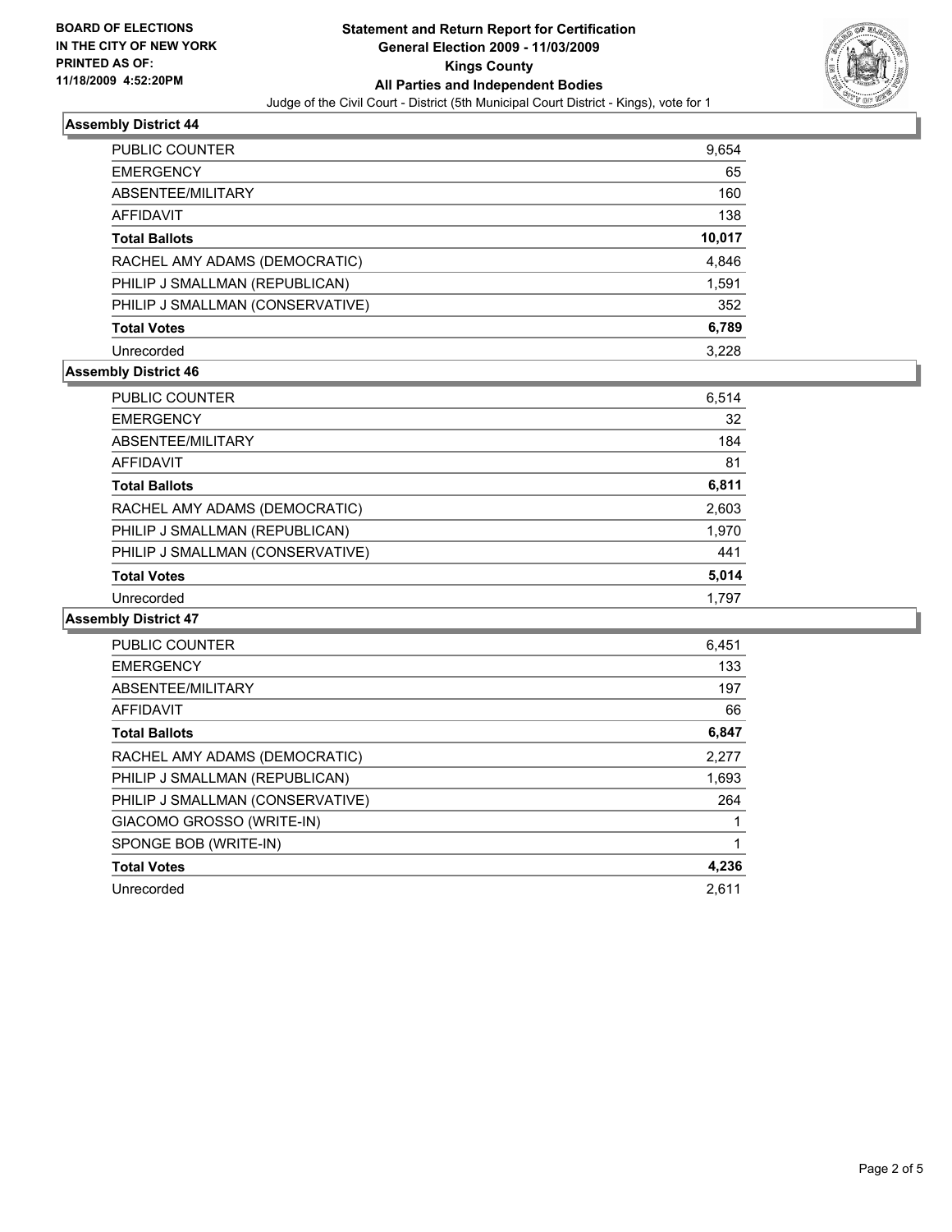BOARD OF ELECTIONS
IN THE CITY OF NEW YORK
PRINTED AS OF:
11/18/2009 4:52:20PM

# Statement and Return Report for Certification
## General Election 2009 - 11/03/2009
## Kings County
## All Parties and Independent Bodies

Judge of the Civil Court - District (5th Municipal Court District - Kings), vote for 1

### Assembly District 44

| | |
|---|---|
| PUBLIC COUNTER | 9,654 |
| EMERGENCY | 65 |
| ABSENTEE/MILITARY | 160 |
| AFFIDAVIT | 138 |
| **Total Ballots** | **10,017** |
| RACHEL AMY ADAMS (DEMOCRATIC) | 4,846 |
| PHILIP J SMALLMAN (REPUBLICAN) | 1,591 |
| PHILIP J SMALLMAN (CONSERVATIVE) | 352 |
| **Total Votes** | **6,789** |
| Unrecorded | 3,228 |

### Assembly District 46

| | |
|---|---|
| PUBLIC COUNTER | 6,514 |
| EMERGENCY | 32 |
| ABSENTEE/MILITARY | 184 |
| AFFIDAVIT | 81 |
| **Total Ballots** | **6,811** |
| RACHEL AMY ADAMS (DEMOCRATIC) | 2,603 |
| PHILIP J SMALLMAN (REPUBLICAN) | 1,970 |
| PHILIP J SMALLMAN (CONSERVATIVE) | 441 |
| **Total Votes** | **5,014** |
| Unrecorded | 1,797 |

### Assembly District 47

| | |
|---|---|
| PUBLIC COUNTER | 6,451 |
| EMERGENCY | 133 |
| ABSENTEE/MILITARY | 197 |
| AFFIDAVIT | 66 |
| **Total Ballots** | **6,847** |
| RACHEL AMY ADAMS (DEMOCRATIC) | 2,277 |
| PHILIP J SMALLMAN (REPUBLICAN) | 1,693 |
| PHILIP J SMALLMAN (CONSERVATIVE) | 264 |
| GIACOMO GROSSO (WRITE-IN) | 1 |
| SPONGE BOB (WRITE-IN) | 1 |
| **Total Votes** | **4,236** |
| Unrecorded | 2,611 |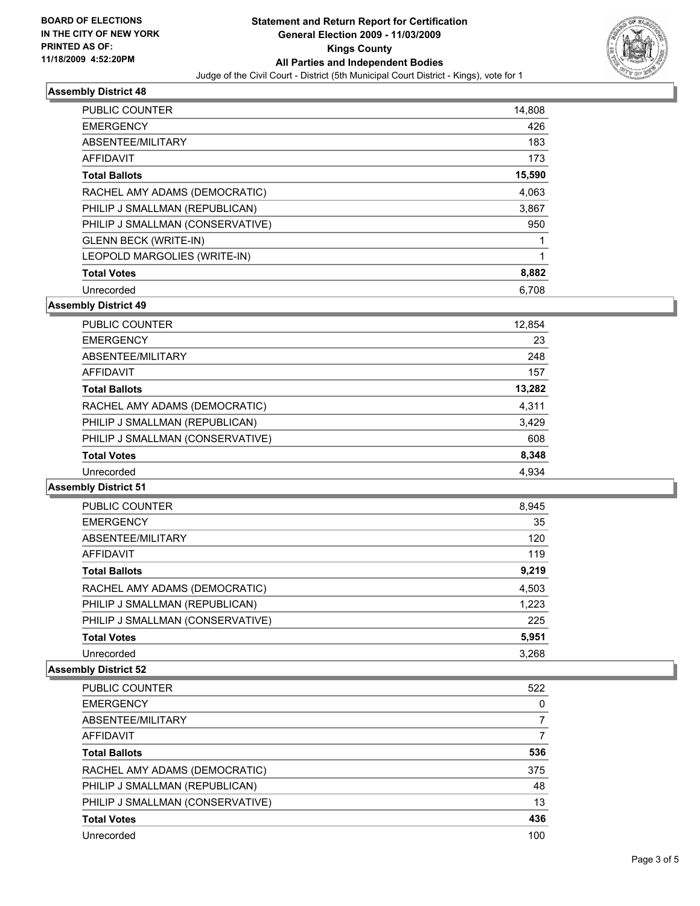**BOARD OF ELECTIONS IN THE CITY OF NEW YORK PRINTED AS OF: 11/18/2009 4:52:20PM**

# Statement and Return Report for Certification
## General Election 2009 - 11/03/2009
## Kings County
## All Parties and Independent Bodies

Judge of the Civil Court - District (5th Municipal Court District - Kings), vote for 1

### Assembly District 48

| | |
|---|---:|
| PUBLIC COUNTER | 14,808 |
| EMERGENCY | 426 |
| ABSENTEE/MILITARY | 183 |
| AFFIDAVIT | 173 |
| **Total Ballots** | **15,590** |
| RACHEL AMY ADAMS (DEMOCRATIC) | 4,063 |
| PHILIP J SMALLMAN (REPUBLICAN) | 3,867 |
| PHILIP J SMALLMAN (CONSERVATIVE) | 950 |
| GLENN BECK (WRITE-IN) | 1 |
| LEOPOLD MARGOLIES (WRITE-IN) | 1 |
| **Total Votes** | **8,882** |
| Unrecorded | 6,708 |

### Assembly District 49

| | |
|---|---:|
| PUBLIC COUNTER | 12,854 |
| EMERGENCY | 23 |
| ABSENTEE/MILITARY | 248 |
| AFFIDAVIT | 157 |
| **Total Ballots** | **13,282** |
| RACHEL AMY ADAMS (DEMOCRATIC) | 4,311 |
| PHILIP J SMALLMAN (REPUBLICAN) | 3,429 |
| PHILIP J SMALLMAN (CONSERVATIVE) | 608 |
| **Total Votes** | **8,348** |
| Unrecorded | 4,934 |

### Assembly District 51

| | |
|---|---:|
| PUBLIC COUNTER | 8,945 |
| EMERGENCY | 35 |
| ABSENTEE/MILITARY | 120 |
| AFFIDAVIT | 119 |
| **Total Ballots** | **9,219** |
| RACHEL AMY ADAMS (DEMOCRATIC) | 4,503 |
| PHILIP J SMALLMAN (REPUBLICAN) | 1,223 |
| PHILIP J SMALLMAN (CONSERVATIVE) | 225 |
| **Total Votes** | **5,951** |
| Unrecorded | 3,268 |

### Assembly District 52

| | |
|---|---:|
| PUBLIC COUNTER | 522 |
| EMERGENCY | 0 |
| ABSENTEE/MILITARY | 7 |
| AFFIDAVIT | 7 |
| **Total Ballots** | **536** |
| RACHEL AMY ADAMS (DEMOCRATIC) | 375 |
| PHILIP J SMALLMAN (REPUBLICAN) | 48 |
| PHILIP J SMALLMAN (CONSERVATIVE) | 13 |
| **Total Votes** | **436** |
| Unrecorded | 100 |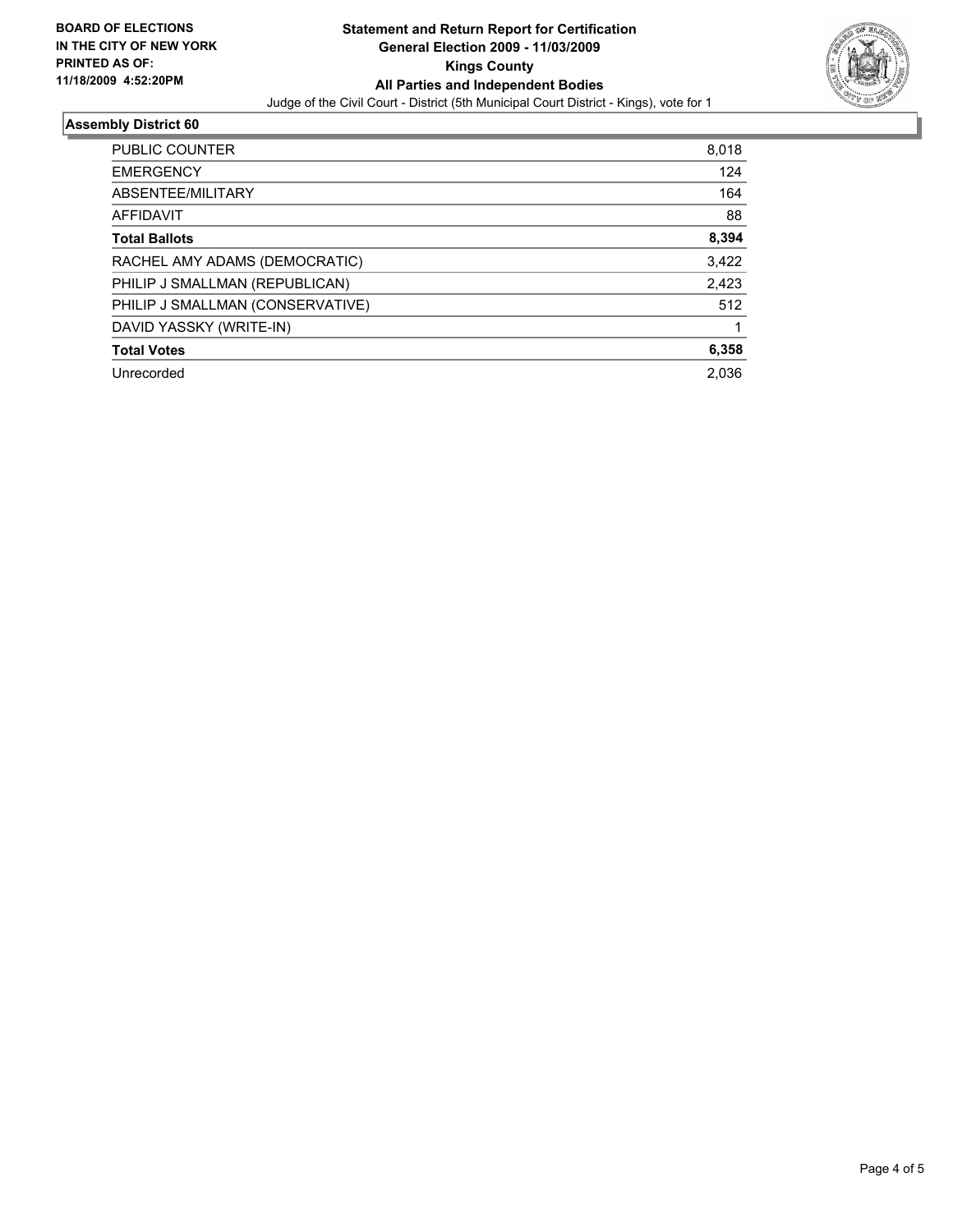BOARD OF ELECTIONS
IN THE CITY OF NEW YORK
PRINTED AS OF:
11/18/2009 4:52:20PM

# Statement and Return Report for Certification
## General Election 2009 - 11/03/2009
## Kings County
## All Parties and Independent Bodies

Judge of the Civil Court - District (5th Municipal Court District - Kings), vote for 1

### Assembly District 60

| | |
|---|---|
| PUBLIC COUNTER | 8,018 |
| EMERGENCY | 124 |
| ABSENTEE/MILITARY | 164 |
| AFFIDAVIT | 88 |
| **Total Ballots** | **8,394** |
| RACHEL AMY ADAMS (DEMOCRATIC) | 3,422 |
| PHILIP J SMALLMAN (REPUBLICAN) | 2,423 |
| PHILIP J SMALLMAN (CONSERVATIVE) | 512 |
| DAVID YASSKY (WRITE-IN) | 1 |
| **Total Votes** | **6,358** |
| Unrecorded | 2,036 |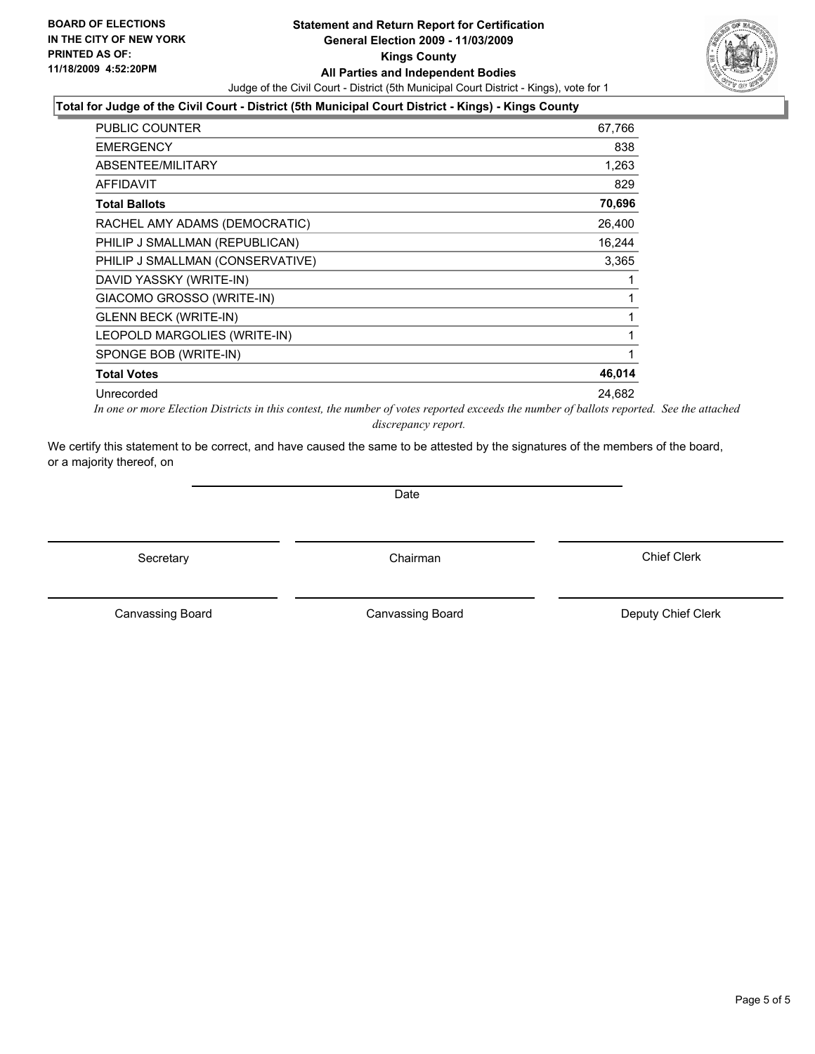**BOARD OF ELECTIONS IN THE CITY OF NEW YORK PRINTED AS OF: 11/18/2009 4:52:20PM**

**Statement and Return Report for Certification General Election 2009 - 11/03/2009 Kings County All Parties and Independent Bodies**

Judge of the Civil Court - District (5th Municipal Court District - Kings), vote for 1

**Total for Judge of the Civil Court - District (5th Municipal Court District - Kings) - Kings County**

| | |
|---|---|
| PUBLIC COUNTER | 67,766 |
| EMERGENCY | 838 |
| ABSENTEE/MILITARY | 1,263 |
| AFFIDAVIT | 829 |
| **Total Ballots** | **70,696** |
| RACHEL AMY ADAMS (DEMOCRATIC) | 26,400 |
| PHILIP J SMALLMAN (REPUBLICAN) | 16,244 |
| PHILIP J SMALLMAN (CONSERVATIVE) | 3,365 |
| DAVID YASSKY (WRITE-IN) | 1 |
| GIACOMO GROSSO (WRITE-IN) | 1 |
| GLENN BECK (WRITE-IN) | 1 |
| LEOPOLD MARGOLIES (WRITE-IN) | 1 |
| SPONGE BOB (WRITE-IN) | 1 |
| **Total Votes** | **46,014** |
| Unrecorded | 24,682 |

*In one or more Election Districts in this contest, the number of votes reported exceeds the number of ballots reported. See the attached discrepancy report.*

We certify this statement to be correct, and have caused the same to be attested by the signatures of the members of the board, or a majority thereof, on

Date

Secretary | Chairman | Chief Clerk

Canvassing Board | Canvassing Board | Deputy Chief Clerk